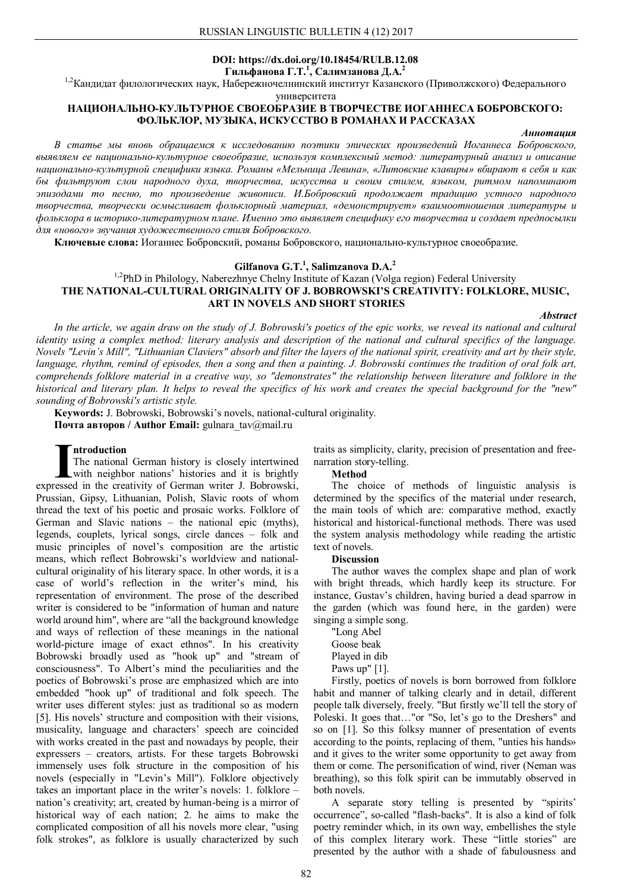**DOI: https://dx.doi.org/10.18454/RULB.12.08**

**Гильфанова Г.Т.[1], Салимзанова Д.А.[2]**

[1,2]Кандидат филологических наук, Набережночелнинский институт Казанского (Приволжского) Федерального университета

**НАЦИОНАЛЬНО-КУЛЬТУРНОЕ СВОЕОБРАЗИЕ В ТВОРЧЕСТВЕ ИОГАННЕСА БОБРОВСКОГО: ФОЛЬКЛОР, МУЗЫКА, ИСКУССТВО В РОМАНАХ И РАССКАЗАХ**

***Аннотация***

*В статье мы вновь обращаемся к исследованию поэтики эпических произведений Иоганнеса Бобровского, выявляем ее национально-культурное своеобразие, используя комплексный метод: литературный анализ и описание национально-культурной специфики языка. Романы «Мельница Левина», «Литовские клавиры» вбирают в себя и как бы фильтруют слои народного духа, творчества, искусства и своим стилем, языком, ритмом напоминают эпизодами то песню, то произведение живописи. И.Бобровский продолжает традицию устного народного творчества, творчески осмысливает фольклорный материал, «демонстрирует» взаимоотношения литературы и фольклора в историко-литературном плане. Именно это выявляет специфику его творчества и создает предпосылки для «нового» звучания художественного стиля Бобровского.*

**Ключевые слова:** Иоганнес Бобровский, романы Бобровского, национально-культурное своеобразие.

**Gilfanova G.T.[1], Salimzanova D.A.[2]**

[1,2]PhD in Philology, Naberezhnye Chelny Institute of Kazan (Volga region) Federal University

**THE NATIONAL-CULTURAL ORIGINALITY OF J. BOBROWSKI'S CREATIVITY: FOLKLORE, MUSIC, ART IN NOVELS AND SHORT STORIES**

***Abstract***

*In the article, we again draw on the study of J. Bobrowski's poetics of the epic works, we reveal its national and cultural identity using a complex method: literary analysis and description of the national and cultural specifics of the language. Novels "Levin's Mill", "Lithuanian Claviers" absorb and filter the layers of the national spirit, creativity and art by their style, language, rhythm, remind of episodes, then a song and then a painting. J. Bobrowski continues the tradition of oral folk art, comprehends folklore material in a creative way, so "demonstrates" the relationship between literature and folklore in the historical and literary plan. It helps to reveal the specifics of his work and creates the special background for the "new" sounding of Bobrowski's artistic style.*

**Keywords:** J. Bobrowski, Bobrowski's novels, national-cultural originality.

**Почта авторов / Author Email:** gulnara_tav@mail.ru

**Introduction**

The national German history is closely intertwined with neighbor nations' histories and it is brightly expressed in the creativity of German writer J. Bobrowski, Prussian, Gipsy, Lithuanian, Polish, Slavic roots of whom thread the text of his poetic and prosaic works. Folklore of German and Slavic nations – the national epic (myths), legends, couplets, lyrical songs, circle dances – folk and music principles of novel's composition are the artistic means, which reflect Bobrowski's worldview and national-cultural originality of his literary space. In other words, it is a case of world's reflection in the writer's mind, his representation of environment. The prose of the described writer is considered to be "information of human and nature world around him", where are "all the background knowledge and ways of reflection of these meanings in the national world-picture image of exact ethnos". In his creativity Bobrowski broadly used as "hook up" and "stream of consciousness". To Albert's mind the peculiarities and the poetics of Bobrowski's prose are emphasized which are into embedded "hook up" of traditional and folk speech. The writer uses different styles: just as traditional so as modern [5]. His novels' structure and composition with their visions, musicality, language and characters' speech are coincided with works created in the past and nowadays by people, their expressers – creators, artists. For these targets Bobrowski immensely uses folk structure in the composition of his novels (especially in "Levin's Mill"). Folklore objectively takes an important place in the writer's novels: 1. folklore – nation's creativity; art, created by human-being is a mirror of historical way of each nation; 2. he aims to make the complicated composition of all his novels more clear, "using folk strokes", as folklore is usually characterized by such traits as simplicity, clarity, precision of presentation and free-narration story-telling.

**Method**

The choice of methods of linguistic analysis is determined by the specifics of the material under research, the main tools of which are: comparative method, exactly historical and historical-functional methods. There was used the system analysis methodology while reading the artistic text of novels.

**Discussion**

The author waves the complex shape and plan of work with bright threads, which hardly keep its structure. For instance, Gustav's children, having buried a dead sparrow in the garden (which was found here, in the garden) were singing a simple song.

"Long Abel  
Goose beak  
Played in dib  
Paws up" [1].

Firstly, poetics of novels is born borrowed from folklore habit and manner of talking clearly and in detail, different people talk diversely, freely. "But firstly we'll tell the story of Poleski. It goes that…"or "So, let's go to the Dreshers" and so on [1]. So this folksy manner of presentation of events according to the points, replacing of them, "unties his hands» and it gives to the writer some opportunity to get away from them or come. The personification of wind, river (Neman was breathing), so this folk spirit can be immutably observed in both novels.

A separate story telling is presented by "spirits' occurrence", so-called "flash-backs". It is also a kind of folk poetry reminder which, in its own way, embellishes the style of this complex literary work. These "little stories" are presented by the author with a shade of fabulousness and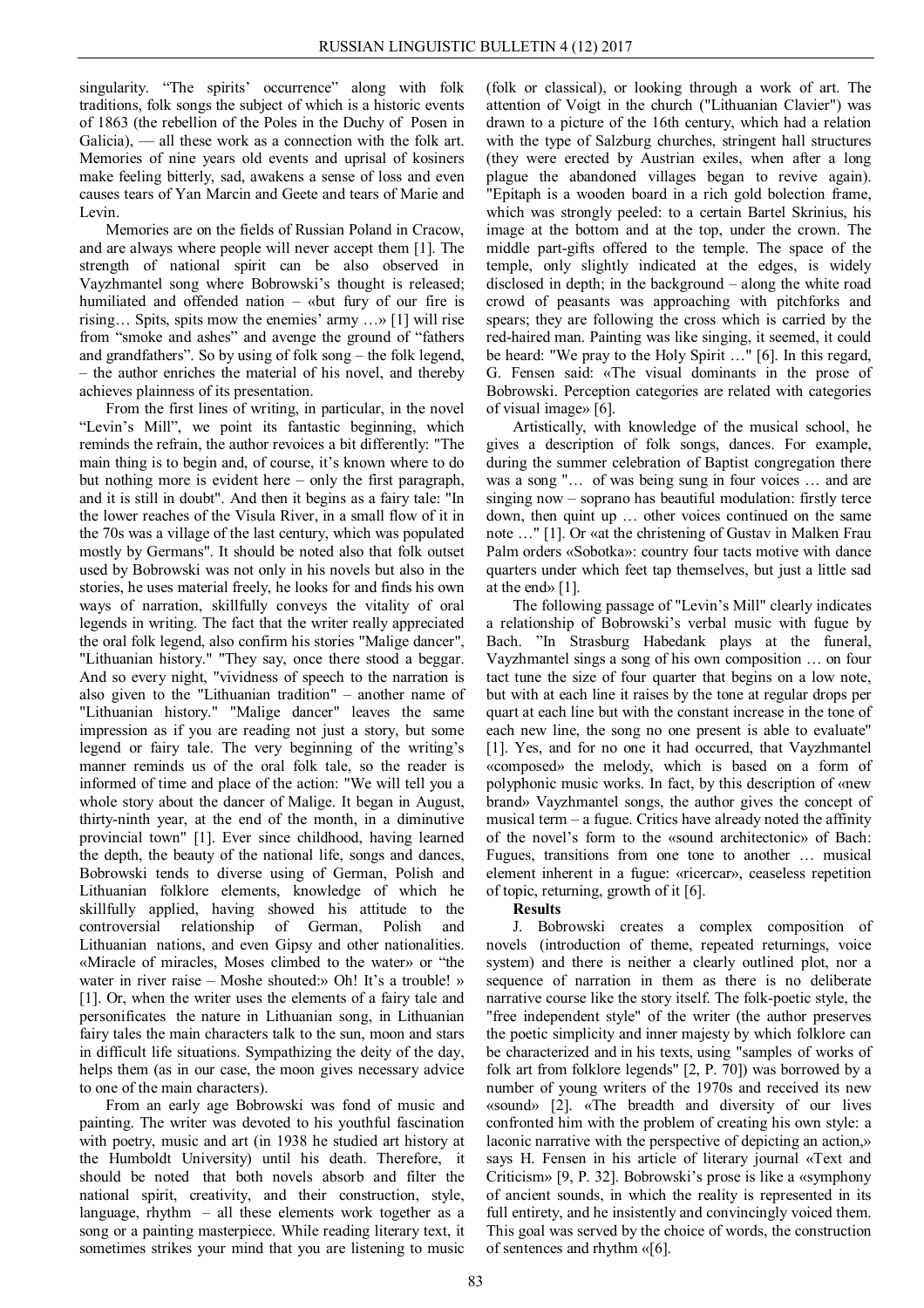singularity. “The spirits’ occurrence” along with folk traditions, folk songs the subject of which is a historic events of 1863 (the rebellion of the Poles in the Duchy of Posen in Galicia), — all these work as a connection with the folk art. Memories of nine years old events and uprisal of kosiners make feeling bitterly, sad, awakens a sense of loss and even causes tears of Yan Marcin and Geete and tears of Marie and Levin.

Memories are on the fields of Russian Poland in Cracow, and are always where people will never accept them [1]. The strength of national spirit can be also observed in Vayzhmantel song where Bobrowski’s thought is released; humiliated and offended nation – «but fury of our fire is rising… Spits, spits mow the enemies’ army …» [1] will rise from “smoke and ashes” and avenge the ground of “fathers and grandfathers”. So by using of folk song – the folk legend, – the author enriches the material of his novel, and thereby achieves plainness of its presentation.

From the first lines of writing, in particular, in the novel “Levin’s Mill”, we point its fantastic beginning, which reminds the refrain, the author revoices a bit differently: "The main thing is to begin and, of course, it’s known where to do but nothing more is evident here – only the first paragraph, and it is still in doubt". And then it begins as a fairy tale: "In the lower reaches of the Visula River, in a small flow of it in the 70s was a village of the last century, which was populated mostly by Germans". It should be noted also that folk outset used by Bobrowski was not only in his novels but also in the stories, he uses material freely, he looks for and finds his own ways of narration, skillfully conveys the vitality of oral legends in writing. The fact that the writer really appreciated the oral folk legend, also confirm his stories "Malige dancer", "Lithuanian history." "They say, once there stood a beggar. And so every night, "vividness of speech to the narration is also given to the "Lithuanian tradition" – another name of "Lithuanian history." "Malige dancer" leaves the same impression as if you are reading not just a story, but some legend or fairy tale. The very beginning of the writing’s manner reminds us of the oral folk tale, so the reader is informed of time and place of the action: "We will tell you a whole story about the dancer of Malige. It began in August, thirty-ninth year, at the end of the month, in a diminutive provincial town" [1]. Ever since childhood, having learned the depth, the beauty of the national life, songs and dances, Bobrowski tends to diverse using of German, Polish and Lithuanian folklore elements, knowledge of which he skillfully applied, having showed his attitude to the controversial relationship of German, Polish and Lithuanian nations, and even Gipsy and other nationalities. «Miracle of miracles, Moses climbed to the water» or “the water in river raise – Moshe shouted:» Oh! It’s a trouble! » [1]. Or, when the writer uses the elements of a fairy tale and personificates the nature in Lithuanian song, in Lithuanian fairy tales the main characters talk to the sun, moon and stars in difficult life situations. Sympathizing the deity of the day, helps them (as in our case, the moon gives necessary advice to one of the main characters).

From an early age Bobrowski was fond of music and painting. The writer was devoted to his youthful fascination with poetry, music and art (in 1938 he studied art history at the Humboldt University) until his death. Therefore, it should be noted that both novels absorb and filter the national spirit, creativity, and their construction, style, language, rhythm – all these elements work together as a song or a painting masterpiece. While reading literary text, it sometimes strikes your mind that you are listening to music (folk or classical), or looking through a work of art. The attention of Voigt in the church ("Lithuanian Clavier") was drawn to a picture of the 16th century, which had a relation with the type of Salzburg churches, stringent hall structures (they were erected by Austrian exiles, when after a long plague the abandoned villages began to revive again). "Epitaph is a wooden board in a rich gold bolection frame, which was strongly peeled: to a certain Bartel Skrinius, his image at the bottom and at the top, under the crown. The middle part-gifts offered to the temple. The space of the temple, only slightly indicated at the edges, is widely disclosed in depth; in the background – along the white road crowd of peasants was approaching with pitchforks and spears; they are following the cross which is carried by the red-haired man. Painting was like singing, it seemed, it could be heard: "We pray to the Holy Spirit …" [6]. In this regard, G. Fensen said: «The visual dominants in the prose of Bobrowski. Perception categories are related with categories of visual image» [6].

Artistically, with knowledge of the musical school, he gives a description of folk songs, dances. For example, during the summer celebration of Baptist congregation there was a song "… of was being sung in four voices … and are singing now – soprano has beautiful modulation: firstly terce down, then quint up … other voices continued on the same note …" [1]. Or «at the christening of Gustav in Malken Frau Palm orders «Sobotka»: country four tacts motive with dance quarters under which feet tap themselves, but just a little sad at the end» [1].

The following passage of "Levin’s Mill" clearly indicates a relationship of Bobrowski’s verbal music with fugue by Bach. ”In Strasburg Habedank plays at the funeral, Vayzhmantel sings a song of his own composition … on four tact tune the size of four quarter that begins on a low note, but with at each line it raises by the tone at regular drops per quart at each line but with the constant increase in the tone of each new line, the song no one present is able to evaluate" [1]. Yes, and for no one it had occurred, that Vayzhmantel «composed» the melody, which is based on a form of polyphonic music works. In fact, by this description of «new brand» Vayzhmantel songs, the author gives the concept of musical term – a fugue. Critics have already noted the affinity of the novel’s form to the «sound architectonic» of Bach: Fugues, transitions from one tone to another … musical element inherent in a fugue: «ricercar», ceaseless repetition of topic, returning, growth of it [6].

**Results**

J. Bobrowski creates a complex composition of novels (introduction of theme, repeated returnings, voice system) and there is neither a clearly outlined plot, nor a sequence of narration in them as there is no deliberate narrative course like the story itself. The folk-poetic style, the "free independent style" of the writer (the author preserves the poetic simplicity and inner majesty by which folklore can be characterized and in his texts, using "samples of works of folk art from folklore legends" [2, P. 70]) was borrowed by a number of young writers of the 1970s and received its new «sound» [2]. «The breadth and diversity of our lives confronted him with the problem of creating his own style: a laconic narrative with the perspective of depicting an action,» says H. Fensen in his article of literary journal «Text and Criticism» [9, P. 32]. Bobrowski’s prose is like a «symphony of ancient sounds, in which the reality is represented in its full entirety, and he insistently and convincingly voiced them. This goal was served by the choice of words, the construction of sentences and rhythm «[6].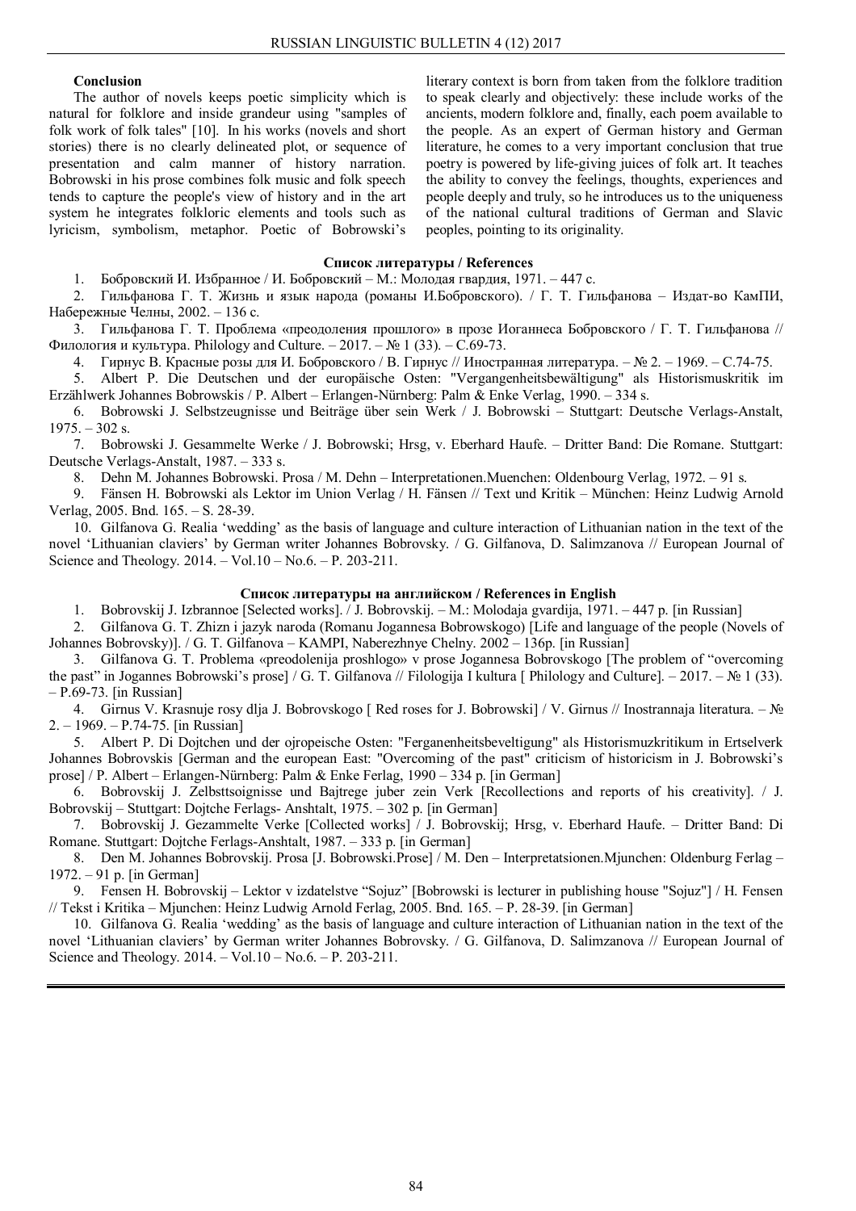### Conclusion

The author of novels keeps poetic simplicity which is natural for folklore and inside grandeur using "samples of folk work of folk tales" [10]. In his works (novels and short stories) there is no clearly delineated plot, or sequence of presentation and calm manner of history narration. Bobrowski in his prose combines folk music and folk speech tends to capture the people's view of history and in the art system he integrates folkloric elements and tools such as lyricism, symbolism, metaphor. Poetic of Bobrowski's literary context is born from taken from the folklore tradition to speak clearly and objectively: these include works of the ancients, modern folklore and, finally, each poem available to the people. As an expert of German history and German literature, he comes to a very important conclusion that true poetry is powered by life-giving juices of folk art. It teaches the ability to convey the feelings, thoughts, experiences and people deeply and truly, so he introduces us to the uniqueness of the national cultural traditions of German and Slavic peoples, pointing to its originality.

### Список литературы / References

1. Бобровский И. Избранное / И. Бобровский – М.: Молодая гвардия, 1971. – 447 с.
2. Гильфанова Г. Т. Жизнь и язык народа (романы И.Бобровского). / Г. Т. Гильфанова – Издат-во КамПИ, Набережные Челны, 2002. – 136 с.
3. Гильфанова Г. Т. Проблема «преодоления прошлого» в прозе Иоганнеса Бобровского / Г. Т. Гильфанова // Филология и культура. Philology and Culture. – 2017. – № 1 (33). – С.69-73.
4. Гирнус В. Красные розы для И. Бобровского / В. Гирнус // Иностранная литература. – № 2. – 1969. – С.74-75.
5. Albert P. Die Deutschen und der europäische Osten: "Vergangenheitsbewältigung" als Historismuskritik im Erzählwerk Johannes Bobrowskis / P. Albert – Erlangen-Nürnberg: Palm & Enke Verlag, 1990. – 334 s.
6. Bobrowski J. Selbstzeugnisse und Beiträge über sein Werk / J. Bobrowski – Stuttgart: Deutsche Verlags-Anstalt, 1975. – 302 s.
7. Bobrowski J. Gesammelte Werke / J. Bobrowski; Hrsg, v. Eberhard Haufe. – Dritter Band: Die Romane. Stuttgart: Deutsche Verlags-Anstalt, 1987. – 333 s.
8. Dehn M. Johannes Bobrowski. Prosa / M. Dehn – Interpretationen.Muenchen: Oldenbourg Verlag, 1972. – 91 s.
9. Fänsen H. Bobrowski als Lektor im Union Verlag / H. Fänsen // Text und Kritik – München: Heinz Ludwig Arnold Verlag, 2005. Bnd. 165. – S. 28-39.
10. Gilfanova G. Realia 'wedding' as the basis of language and culture interaction of Lithuanian nation in the text of the novel 'Lithuanian claviers' by German writer Johannes Bobrovsky. / G. Gilfanova, D. Salimzanova // European Journal of Science and Theology. 2014. – Vol.10 – No.6. – P. 203-211.

### Список литературы на английском / References in English

1. Bobrovskij J. Izbrannoe [Selected works]. / J. Bobrovskij. – M.: Molodaja gvardija, 1971. – 447 p. [in Russian]
2. Gilfanova G. T. Zhizn i jazyk naroda (Romanu Jogannesa Bobrowskogo) [Life and language of the people (Novels of Johannes Bobrovsky)]. / G. T. Gilfanova – KAMPI, Naberezhnye Chelny. 2002 – 136p. [in Russian]
3. Gilfanova G. T. Problema «preodolenija proshlogo» v prose Jogannesa Bobrovskogo [The problem of "overcoming the past" in Jogannes Bobrowski's prose] / G. T. Gilfanova // Filologija I kultura [ Philology and Culture]. – 2017. – № 1 (33). – P.69-73. [in Russian]
4. Girnus V. Krasnuje rosy dlja J. Bobrovskogo [ Red roses for J. Bobrowski] / V. Girnus // Inostrannaja literatura. – № 2. – 1969. – P.74-75. [in Russian]
5. Albert P. Di Dojtchen und der ojropeische Osten: "Ferganenheitsbeveltigung" als Historismuzkritikum in Ertselverk Johannes Bobrovskis [German and the european East: "Overcoming of the past" criticism of historicism in J. Bobrowski's prose] / P. Albert – Erlangen-Nürnberg: Palm & Enke Ferlag, 1990 – 334 p. [in German]
6. Bobrovskij J. Zelbsttsoignisse und Bajtrege juber zein Verk [Recollections and reports of his creativity]. / J. Bobrovskij – Stuttgart: Dojtche Ferlags- Anshtalt, 1975. – 302 p. [in German]
7. Bobrovskij J. Gezammelte Verke [Collected works] / J. Bobrovskij; Hrsg, v. Eberhard Haufe. – Dritter Band: Di Romane. Stuttgart: Dojtche Ferlags-Anshtalt, 1987. – 333 p. [in German]
8. Den M. Johannes Bobrovskij. Prosa [J. Bobrowski.Prose] / M. Den – Interpretatsionen.Mjunchen: Oldenburg Ferlag – 1972. – 91 p. [in German]
9. Fensen H. Bobrovskij – Lektor v izdatelstve "Sojuz" [Bobrowski is lecturer in publishing house "Sojuz"] / H. Fensen // Tekst i Kritika – Mjunchen: Heinz Ludwig Arnold Ferlag, 2005. Bnd. 165. – P. 28-39. [in German]
10. Gilfanova G. Realia 'wedding' as the basis of language and culture interaction of Lithuanian nation in the text of the novel 'Lithuanian claviers' by German writer Johannes Bobrovsky. / G. Gilfanova, D. Salimzanova // European Journal of Science and Theology. 2014. – Vol.10 – No.6. – P. 203-211.